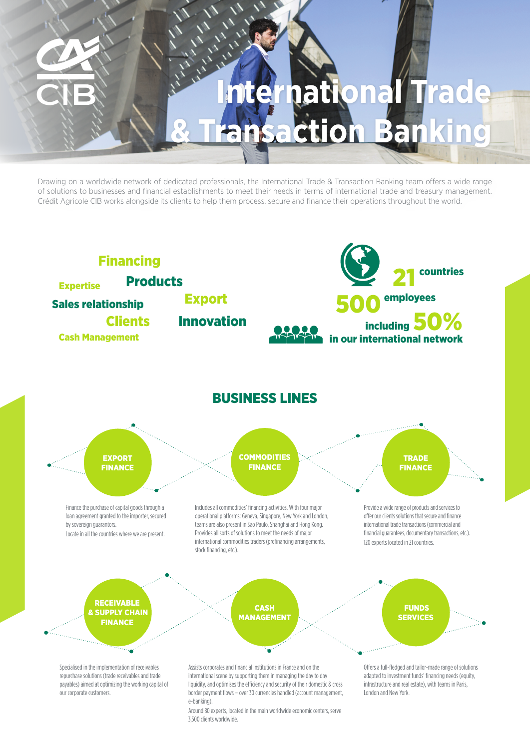CA CIB

# International Trade & Transaction Banking

Drawing on a worldwide network of dedicated professionals, the International Trade & Transaction Banking team offers a wide range of solutions to businesses and financial establishments to meet their needs in terms of international trade and treasury management. Crédit Agricole CIB works alongside its clients to help them process, secure and finance their operations throughout the world.

Financing
Expertise
Products
Sales relationship
Export
Clients
Innovation
Cash Management

**21** countries

**500** employees including **50%** in our international network

## BUSINESS LINES

### EXPORT FINANCE

Finance the purchase of capital goods through a loan agreement granted to the importer, secured by sovereign guarantors.
Locate in all the countries where we are present.

### COMMODITIES FINANCE

Includes all commodities' financing activities. With four major operational platforms: Geneva, Singapore, New York and London, teams are also present in Sao Paulo, Shanghai and Hong Kong. Provides all sorts of solutions to meet the needs of major international commodities traders (prefinancing arrangements, stock financing, etc.).

### TRADE FINANCE

Provide a wide range of products and services to offer our clients solutions that secure and finance international trade transactions (commercial and financial guarantees, documentary transactions, etc.).
120 experts located in 21 countries.

### RECEIVABLE & SUPPLY CHAIN FINANCE

Specialised in the implementation of receivables repurchase solutions (trade receivables and trade payables) aimed at optimizing the working capital of our corporate customers.

### CASH MANAGEMENT

Assists corporates and financial institutions in France and on the international scene by supporting them in managing the day to day liquidity, and optimises the efficiency and security of their domestic & cross border payment flows – over 30 currencies handled (account management, e-banking).
Around 80 experts, located in the main worldwide economic centers, serve 3,500 clients worldwide.

### FUNDS SERVICES

Offers a full-fledged and tailor-made range of solutions adapted to investment funds' financing needs (equity, infrastructure and real estate), with teams in Paris, London and New York.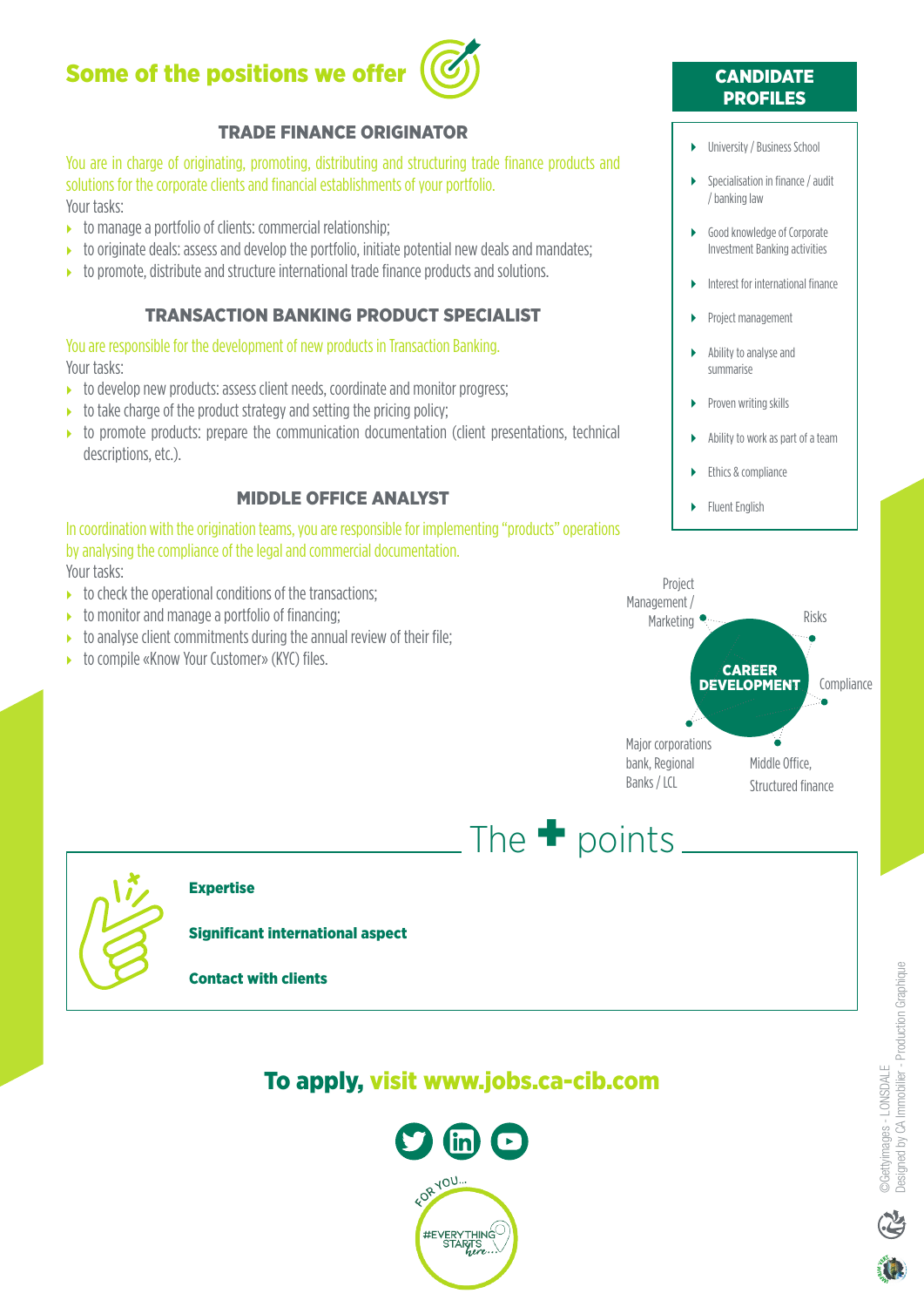## Some of the positions we offer

### TRADE FINANCE ORIGINATOR

You are in charge of originating, promoting, distributing and structuring trade finance products and solutions for the corporate clients and financial establishments of your portfolio.

Your tasks:

- to manage a portfolio of clients: commercial relationship;
- to originate deals: assess and develop the portfolio, initiate potential new deals and mandates;
- to promote, distribute and structure international trade finance products and solutions.

### TRANSACTION BANKING PRODUCT SPECIALIST

You are responsible for the development of new products in Transaction Banking.

Your tasks:

- to develop new products: assess client needs, coordinate and monitor progress;
- to take charge of the product strategy and setting the pricing policy;
- to promote products: prepare the communication documentation (client presentations, technical descriptions, etc.).

### MIDDLE OFFICE ANALYST

In coordination with the origination teams, you are responsible for implementing "products" operations by analysing the compliance of the legal and commercial documentation.

Your tasks:

- to check the operational conditions of the transactions;
- to monitor and manage a portfolio of financing;
- to analyse client commitments during the annual review of their file;
- to compile «Know Your Customer» (KYC) files.

## CANDIDATE PROFILES

- University / Business School
- Specialisation in finance / audit / banking law
- Good knowledge of Corporate Investment Banking activities
- Interest for international finance
- Project management
- Ability to analyse and summarise
- Proven writing skills
- Ability to work as part of a team
- Ethics & compliance
- Fluent English

## CAREER DEVELOPMENT

Project Management / Marketing

Risks

Compliance

Middle Office, Structured finance

Major corporations bank, Regional Banks / LCL

## The ✚ points

**Expertise**

**Significant international aspect**

**Contact with clients**

## To apply, visit www.jobs.ca-cib.com

FOR YOU... #EVERYTHING STARTS here...

©GettyImages - LONSDALE
Designed by CA Immobilier - Production Graphique